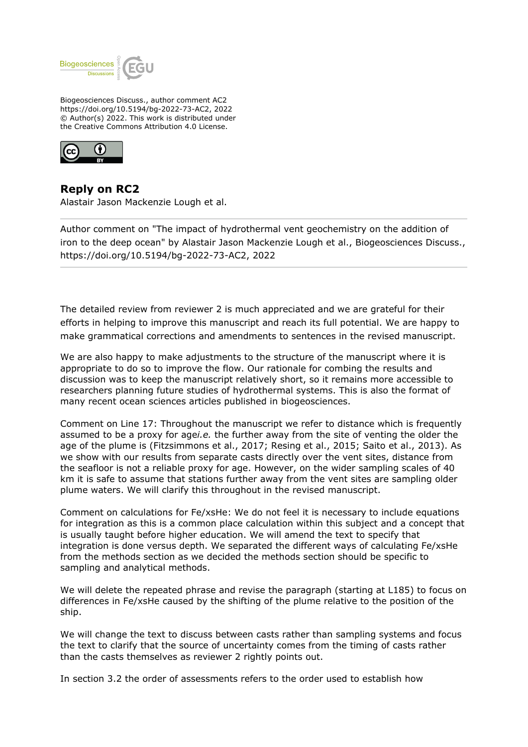Biogeosciences Discuss., author comment AC2
https://doi.org/10.5194/bg-2022-73-AC2, 2022
© Author(s) 2022. This work is distributed under
the Creative Commons Attribution 4.0 License.

## Reply on RC2

Alastair Jason Mackenzie Lough et al.

Author comment on "The impact of hydrothermal vent geochemistry on the addition of iron to the deep ocean" by Alastair Jason Mackenzie Lough et al., Biogeosciences Discuss., https://doi.org/10.5194/bg-2022-73-AC2, 2022

The detailed review from reviewer 2 is much appreciated and we are grateful for their efforts in helping to improve this manuscript and reach its full potential. We are happy to make grammatical corrections and amendments to sentences in the revised manuscript.

We are also happy to make adjustments to the structure of the manuscript where it is appropriate to do so to improve the flow. Our rationale for combing the results and discussion was to keep the manuscript relatively short, so it remains more accessible to researchers planning future studies of hydrothermal systems. This is also the format of many recent ocean sciences articles published in biogeosciences.

Comment on Line 17: Throughout the manuscript we refer to distance which is frequently assumed to be a proxy for age*i.e.* the further away from the site of venting the older the age of the plume is (Fitzsimmons et al., 2017; Resing et al., 2015; Saito et al., 2013). As we show with our results from separate casts directly over the vent sites, distance from the seafloor is not a reliable proxy for age. However, on the wider sampling scales of 40 km it is safe to assume that stations further away from the vent sites are sampling older plume waters. We will clarify this throughout in the revised manuscript.

Comment on calculations for Fe/xsHe: We do not feel it is necessary to include equations for integration as this is a common place calculation within this subject and a concept that is usually taught before higher education. We will amend the text to specify that integration is done versus depth. We separated the different ways of calculating Fe/xsHe from the methods section as we decided the methods section should be specific to sampling and analytical methods.

We will delete the repeated phrase and revise the paragraph (starting at L185) to focus on differences in Fe/xsHe caused by the shifting of the plume relative to the position of the ship.

We will change the text to discuss between casts rather than sampling systems and focus the text to clarify that the source of uncertainty comes from the timing of casts rather than the casts themselves as reviewer 2 rightly points out.

In section 3.2 the order of assessments refers to the order used to establish how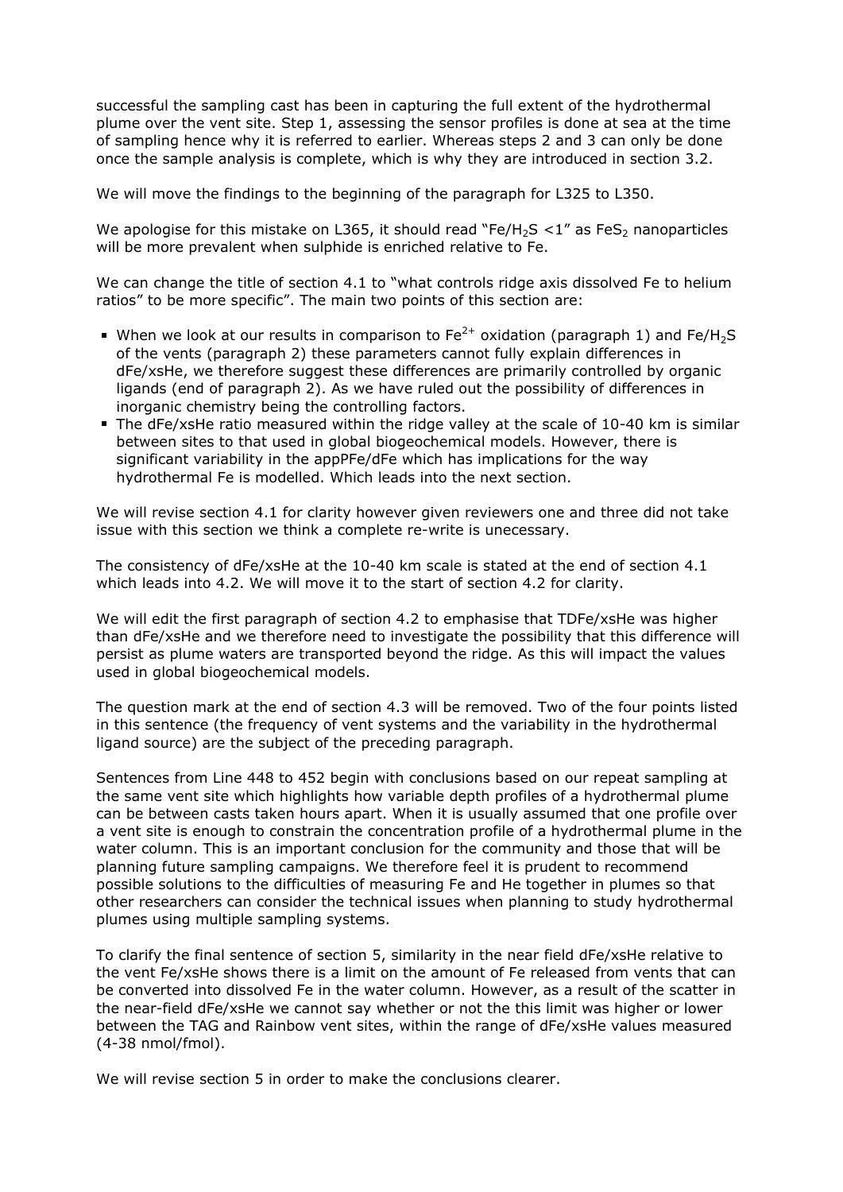successful the sampling cast has been in capturing the full extent of the hydrothermal plume over the vent site. Step 1, assessing the sensor profiles is done at sea at the time of sampling hence why it is referred to earlier. Whereas steps 2 and 3 can only be done once the sample analysis is complete, which is why they are introduced in section 3.2.

We will move the findings to the beginning of the paragraph for L325 to L350.

We apologise for this mistake on L365, it should read "$Fe/H_2S < 1$" as $FeS_2$ nanoparticles will be more prevalent when sulphide is enriched relative to Fe.

We can change the title of section 4.1 to "what controls ridge axis dissolved Fe to helium ratios" to be more specific". The main two points of this section are:

- When we look at our results in comparison to $Fe^{2+}$ oxidation (paragraph 1) and $Fe/H_2S$ of the vents (paragraph 2) these parameters cannot fully explain differences in dFe/xsHe, we therefore suggest these differences are primarily controlled by organic ligands (end of paragraph 2). As we have ruled out the possibility of differences in inorganic chemistry being the controlling factors.
- The dFe/xsHe ratio measured within the ridge valley at the scale of 10-40 km is similar between sites to that used in global biogeochemical models. However, there is significant variability in the appPFe/dFe which has implications for the way hydrothermal Fe is modelled. Which leads into the next section.

We will revise section 4.1 for clarity however given reviewers one and three did not take issue with this section we think a complete re-write is unecessary.

The consistency of dFe/xsHe at the 10-40 km scale is stated at the end of section 4.1 which leads into 4.2. We will move it to the start of section 4.2 for clarity.

We will edit the first paragraph of section 4.2 to emphasise that TDFe/xsHe was higher than dFe/xsHe and we therefore need to investigate the possibility that this difference will persist as plume waters are transported beyond the ridge. As this will impact the values used in global biogeochemical models.

The question mark at the end of section 4.3 will be removed. Two of the four points listed in this sentence (the frequency of vent systems and the variability in the hydrothermal ligand source) are the subject of the preceding paragraph.

Sentences from Line 448 to 452 begin with conclusions based on our repeat sampling at the same vent site which highlights how variable depth profiles of a hydrothermal plume can be between casts taken hours apart. When it is usually assumed that one profile over a vent site is enough to constrain the concentration profile of a hydrothermal plume in the water column. This is an important conclusion for the community and those that will be planning future sampling campaigns. We therefore feel it is prudent to recommend possible solutions to the difficulties of measuring Fe and He together in plumes so that other researchers can consider the technical issues when planning to study hydrothermal plumes using multiple sampling systems.

To clarify the final sentence of section 5, similarity in the near field dFe/xsHe relative to the vent Fe/xsHe shows there is a limit on the amount of Fe released from vents that can be converted into dissolved Fe in the water column. However, as a result of the scatter in the near-field dFe/xsHe we cannot say whether or not the this limit was higher or lower between the TAG and Rainbow vent sites, within the range of dFe/xsHe values measured (4-38 nmol/fmol).

We will revise section 5 in order to make the conclusions clearer.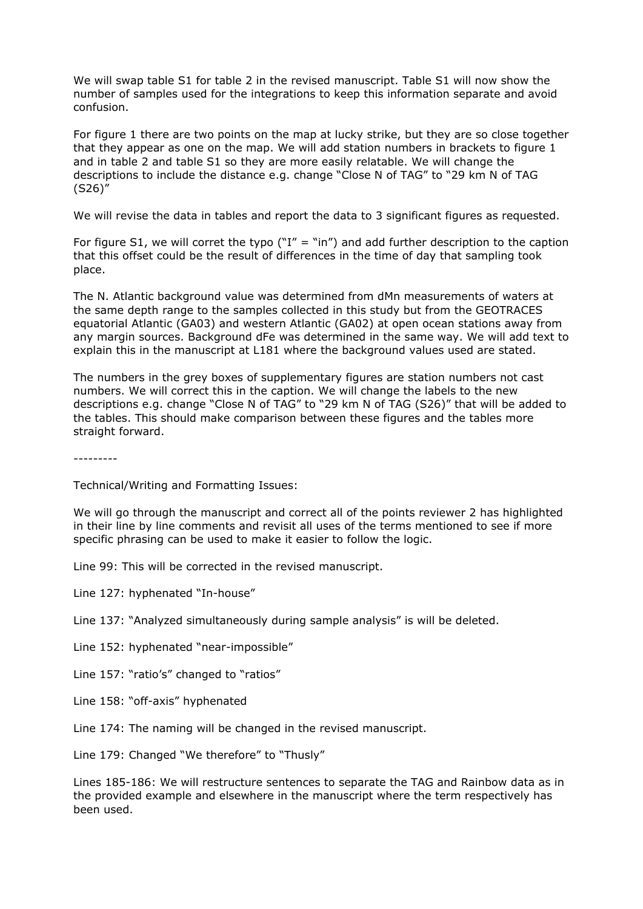We will swap table S1 for table 2 in the revised manuscript. Table S1 will now show the number of samples used for the integrations to keep this information separate and avoid confusion.

For figure 1 there are two points on the map at lucky strike, but they are so close together that they appear as one on the map. We will add station numbers in brackets to figure 1 and in table 2 and table S1 so they are more easily relatable. We will change the descriptions to include the distance e.g. change "Close N of TAG" to "29 km N of TAG (S26)"

We will revise the data in tables and report the data to 3 significant figures as requested.

For figure S1, we will corret the typo ("I" = "in") and add further description to the caption that this offset could be the result of differences in the time of day that sampling took place.

The N. Atlantic background value was determined from dMn measurements of waters at the same depth range to the samples collected in this study but from the GEOTRACES equatorial Atlantic (GA03) and western Atlantic (GA02) at open ocean stations away from any margin sources. Background dFe was determined in the same way. We will add text to explain this in the manuscript at L181 where the background values used are stated.

The numbers in the grey boxes of supplementary figures are station numbers not cast numbers. We will correct this in the caption. We will change the labels to the new descriptions e.g. change "Close N of TAG" to "29 km N of TAG (S26)" that will be added to the tables. This should make comparison between these figures and the tables more straight forward.

---------

Technical/Writing and Formatting Issues:

We will go through the manuscript and correct all of the points reviewer 2 has highlighted in their line by line comments and revisit all uses of the terms mentioned to see if more specific phrasing can be used to make it easier to follow the logic.

Line 99: This will be corrected in the revised manuscript.

Line 127: hyphenated "In-house"

Line 137: "Analyzed simultaneously during sample analysis" is will be deleted.

Line 152: hyphenated "near-impossible"

Line 157: "ratio's" changed to "ratios"

Line 158: "off-axis" hyphenated

Line 174: The naming will be changed in the revised manuscript.

Line 179: Changed "We therefore" to "Thusly"

Lines 185-186: We will restructure sentences to separate the TAG and Rainbow data as in the provided example and elsewhere in the manuscript where the term respectively has been used.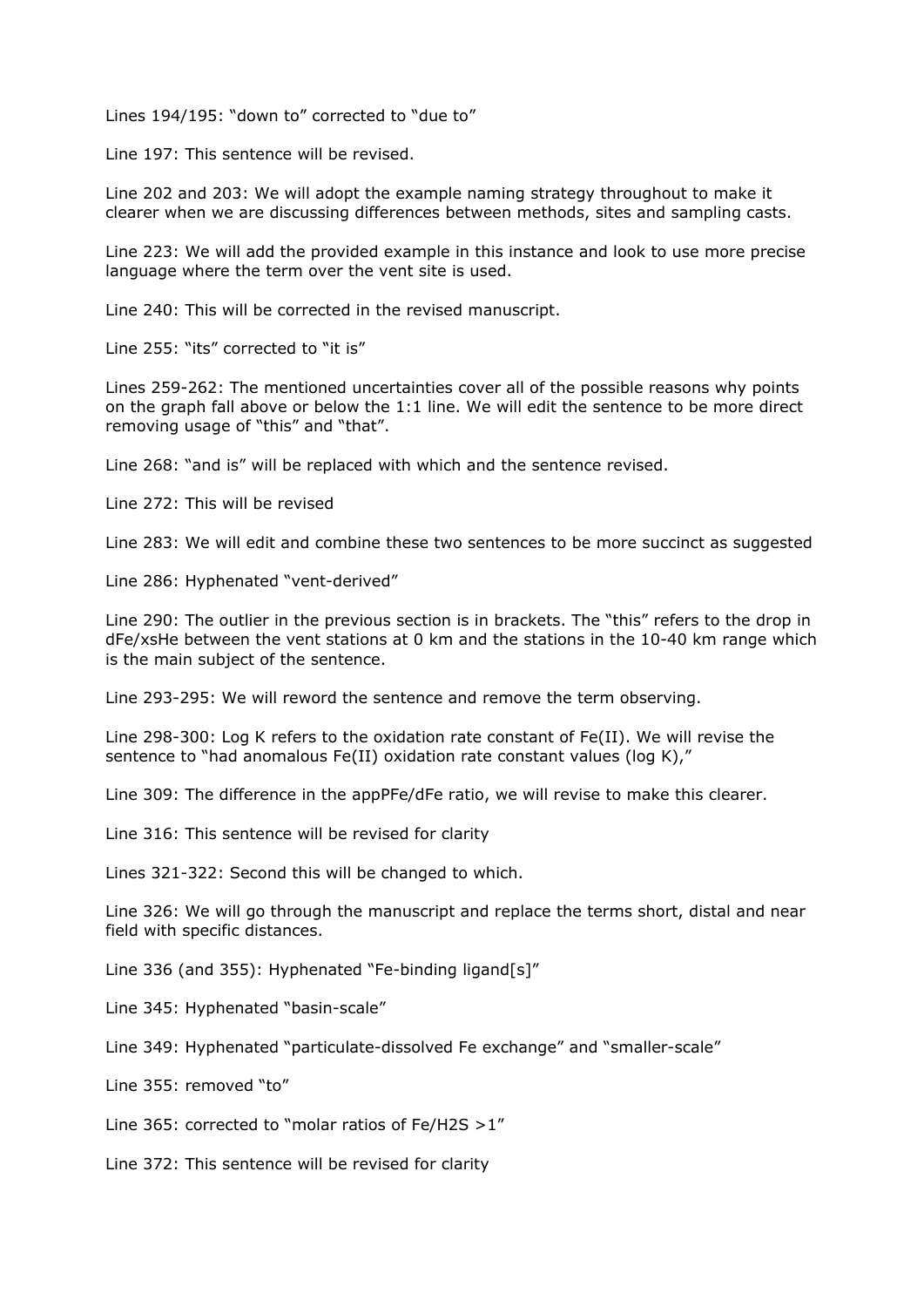Lines 194/195: “down to” corrected to “due to”

Line 197: This sentence will be revised.

Line 202 and 203: We will adopt the example naming strategy throughout to make it clearer when we are discussing differences between methods, sites and sampling casts.

Line 223: We will add the provided example in this instance and look to use more precise language where the term over the vent site is used.

Line 240: This will be corrected in the revised manuscript.

Line 255: “its” corrected to “it is”

Lines 259-262: The mentioned uncertainties cover all of the possible reasons why points on the graph fall above or below the 1:1 line. We will edit the sentence to be more direct removing usage of “this” and “that”.

Line 268: “and is” will be replaced with which and the sentence revised.

Line 272: This will be revised

Line 283: We will edit and combine these two sentences to be more succinct as suggested

Line 286: Hyphenated “vent-derived”

Line 290: The outlier in the previous section is in brackets. The “this” refers to the drop in dFe/xsHe between the vent stations at 0 km and the stations in the 10-40 km range which is the main subject of the sentence.

Line 293-295: We will reword the sentence and remove the term observing.

Line 298-300: Log K refers to the oxidation rate constant of Fe(II). We will revise the sentence to “had anomalous Fe(II) oxidation rate constant values (log K),”

Line 309: The difference in the appPFe/dFe ratio, we will revise to make this clearer.

Line 316: This sentence will be revised for clarity

Lines 321-322: Second this will be changed to which.

Line 326: We will go through the manuscript and replace the terms short, distal and near field with specific distances.

Line 336 (and 355): Hyphenated “Fe-binding ligand[s]”

Line 345: Hyphenated “basin-scale”

Line 349: Hyphenated “particulate-dissolved Fe exchange” and “smaller-scale”

Line 355: removed “to”

Line 365: corrected to “molar ratios of Fe/$H_2S$ >1”

Line 372: This sentence will be revised for clarity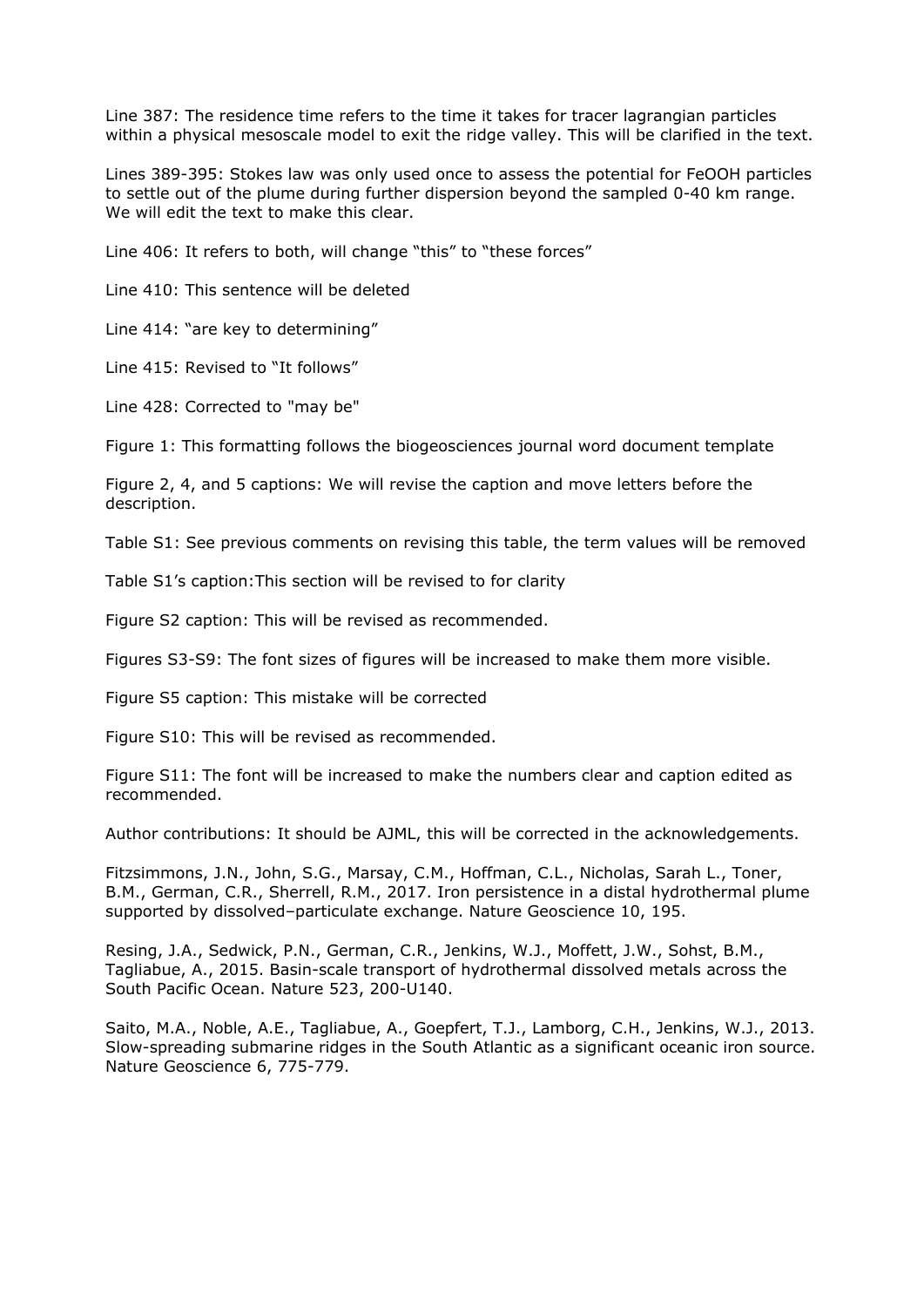Line 387: The residence time refers to the time it takes for tracer lagrangian particles within a physical mesoscale model to exit the ridge valley. This will be clarified in the text.

Lines 389-395: Stokes law was only used once to assess the potential for FeOOH particles to settle out of the plume during further dispersion beyond the sampled 0-40 km range. We will edit the text to make this clear.

Line 406: It refers to both, will change "this" to "these forces"

Line 410: This sentence will be deleted

Line 414: "are key to determining"

Line 415: Revised to "It follows"

Line 428: Corrected to "may be"

Figure 1: This formatting follows the biogeosciences journal word document template

Figure 2, 4, and 5 captions: We will revise the caption and move letters before the description.

Table S1: See previous comments on revising this table, the term values will be removed

Table S1's caption:This section will be revised to for clarity

Figure S2 caption: This will be revised as recommended.

Figures S3-S9: The font sizes of figures will be increased to make them more visible.

Figure S5 caption: This mistake will be corrected

Figure S10: This will be revised as recommended.

Figure S11: The font will be increased to make the numbers clear and caption edited as recommended.

Author contributions: It should be AJML, this will be corrected in the acknowledgements.

Fitzsimmons, J.N., John, S.G., Marsay, C.M., Hoffman, C.L., Nicholas, Sarah L., Toner, B.M., German, C.R., Sherrell, R.M., 2017. Iron persistence in a distal hydrothermal plume supported by dissolved–particulate exchange. Nature Geoscience 10, 195.

Resing, J.A., Sedwick, P.N., German, C.R., Jenkins, W.J., Moffett, J.W., Sohst, B.M., Tagliabue, A., 2015. Basin-scale transport of hydrothermal dissolved metals across the South Pacific Ocean. Nature 523, 200-U140.

Saito, M.A., Noble, A.E., Tagliabue, A., Goepfert, T.J., Lamborg, C.H., Jenkins, W.J., 2013. Slow-spreading submarine ridges in the South Atlantic as a significant oceanic iron source. Nature Geoscience 6, 775-779.